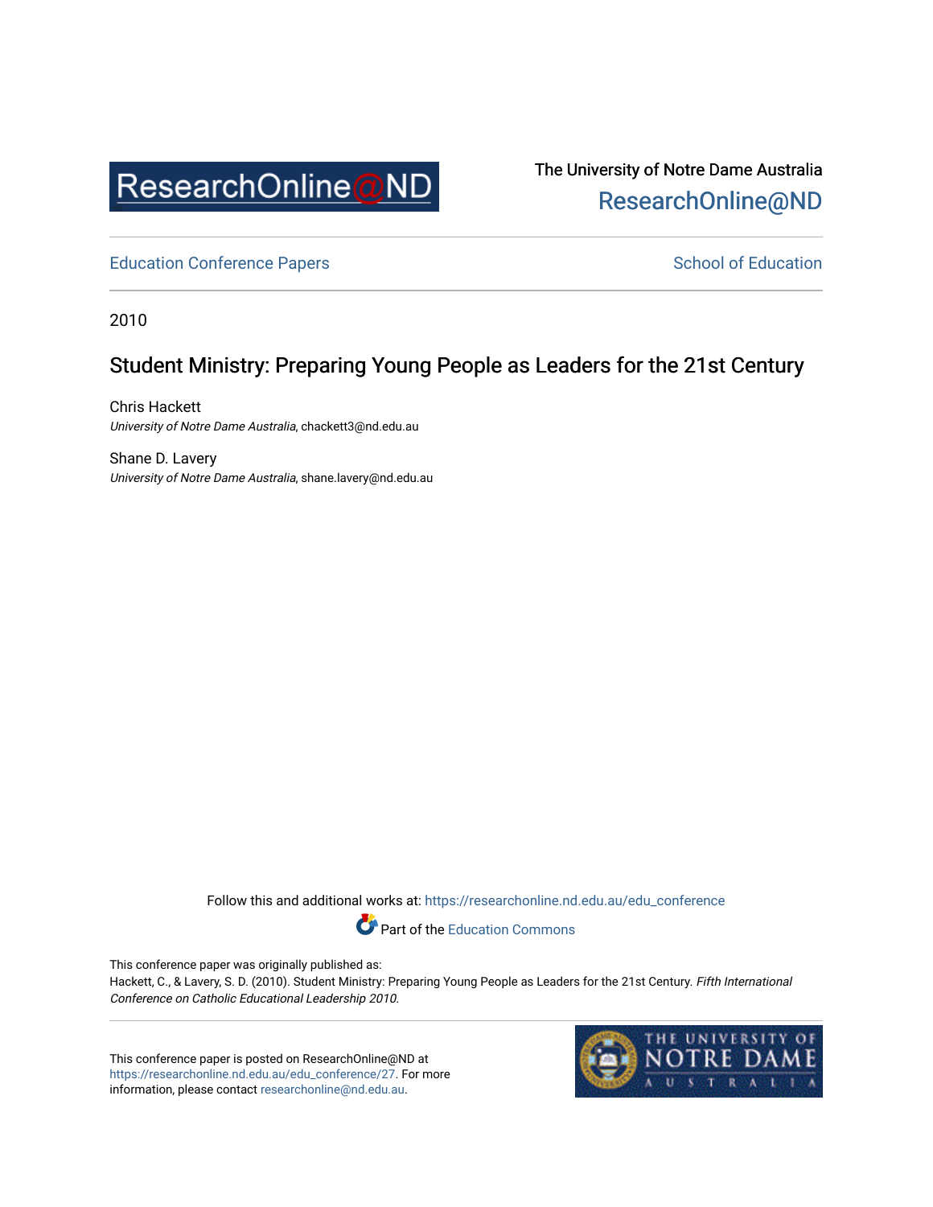The University of Notre Dame Australia
ResearchOnline@ND

Education Conference Papers

School of Education

2010

# Student Ministry: Preparing Young People as Leaders for the 21st Century

Chris Hackett
*University of Notre Dame Australia*, chackett3@nd.edu.au

Shane D. Lavery
*University of Notre Dame Australia*, shane.lavery@nd.edu.au

Follow this and additional works at: https://researchonline.nd.edu.au/edu_conference

Part of the Education Commons

This conference paper was originally published as:
Hackett, C., & Lavery, S. D. (2010). Student Ministry: Preparing Young People as Leaders for the 21st Century. *Fifth International Conference on Catholic Educational Leadership 2010*.

This conference paper is posted on ResearchOnline@ND at https://researchonline.nd.edu.au/edu_conference/27. For more information, please contact researchonline@nd.edu.au.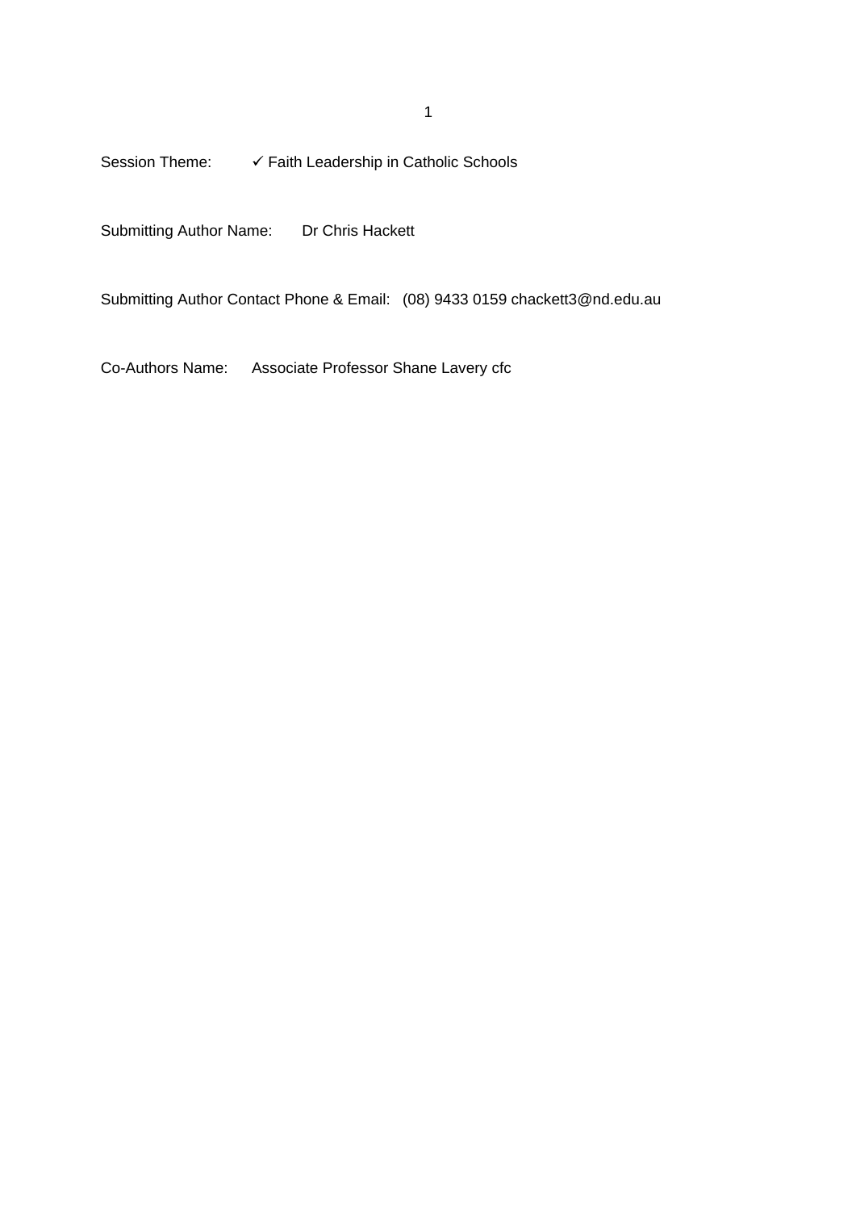Session Theme: ✓ Faith Leadership in Catholic Schools

Submitting Author Name: Dr Chris Hackett

Submitting Author Contact Phone & Email: (08) 9433 0159 chackett3@nd.edu.au

Co-Authors Name: Associate Professor Shane Lavery cfc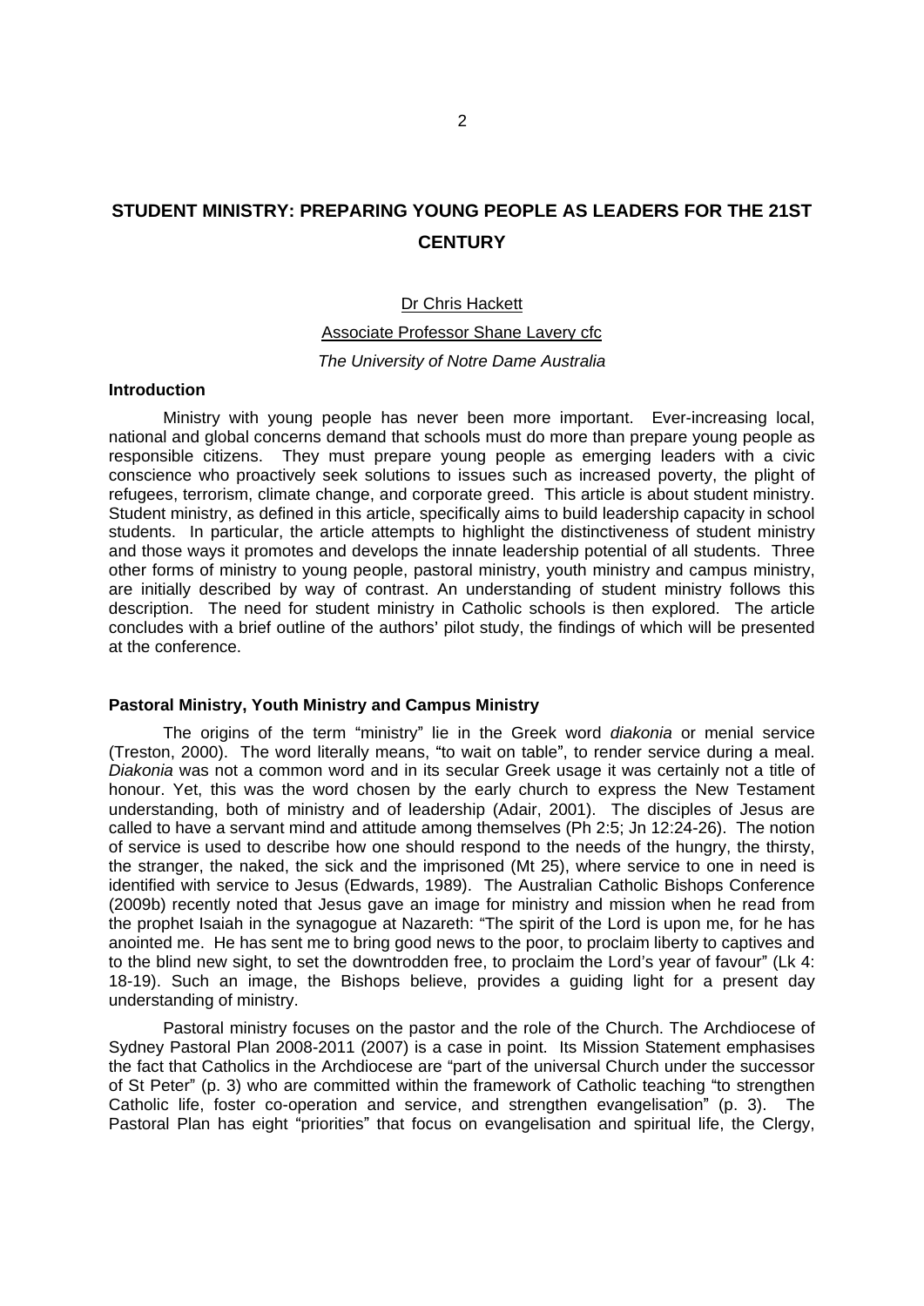# STUDENT MINISTRY: PREPARING YOUNG PEOPLE AS LEADERS FOR THE 21ST CENTURY

Dr Chris Hackett

Associate Professor Shane Lavery cfc

*The University of Notre Dame Australia*

## Introduction

Ministry with young people has never been more important. Ever-increasing local, national and global concerns demand that schools must do more than prepare young people as responsible citizens. They must prepare young people as emerging leaders with a civic conscience who proactively seek solutions to issues such as increased poverty, the plight of refugees, terrorism, climate change, and corporate greed. This article is about student ministry. Student ministry, as defined in this article, specifically aims to build leadership capacity in school students. In particular, the article attempts to highlight the distinctiveness of student ministry and those ways it promotes and develops the innate leadership potential of all students. Three other forms of ministry to young people, pastoral ministry, youth ministry and campus ministry, are initially described by way of contrast. An understanding of student ministry follows this description. The need for student ministry in Catholic schools is then explored. The article concludes with a brief outline of the authors' pilot study, the findings of which will be presented at the conference.

## Pastoral Ministry, Youth Ministry and Campus Ministry

The origins of the term "ministry" lie in the Greek word *diakonia* or menial service (Treston, 2000). The word literally means, "to wait on table", to render service during a meal. *Diakonia* was not a common word and in its secular Greek usage it was certainly not a title of honour. Yet, this was the word chosen by the early church to express the New Testament understanding, both of ministry and of leadership (Adair, 2001). The disciples of Jesus are called to have a servant mind and attitude among themselves (Ph 2:5; Jn 12:24-26). The notion of service is used to describe how one should respond to the needs of the hungry, the thirsty, the stranger, the naked, the sick and the imprisoned (Mt 25), where service to one in need is identified with service to Jesus (Edwards, 1989). The Australian Catholic Bishops Conference (2009b) recently noted that Jesus gave an image for ministry and mission when he read from the prophet Isaiah in the synagogue at Nazareth: "The spirit of the Lord is upon me, for he has anointed me. He has sent me to bring good news to the poor, to proclaim liberty to captives and to the blind new sight, to set the downtrodden free, to proclaim the Lord's year of favour" (Lk 4: 18-19). Such an image, the Bishops believe, provides a guiding light for a present day understanding of ministry.

Pastoral ministry focuses on the pastor and the role of the Church. The Archdiocese of Sydney Pastoral Plan 2008-2011 (2007) is a case in point. Its Mission Statement emphasises the fact that Catholics in the Archdiocese are "part of the universal Church under the successor of St Peter" (p. 3) who are committed within the framework of Catholic teaching "to strengthen Catholic life, foster co-operation and service, and strengthen evangelisation" (p. 3). The Pastoral Plan has eight "priorities" that focus on evangelisation and spiritual life, the Clergy,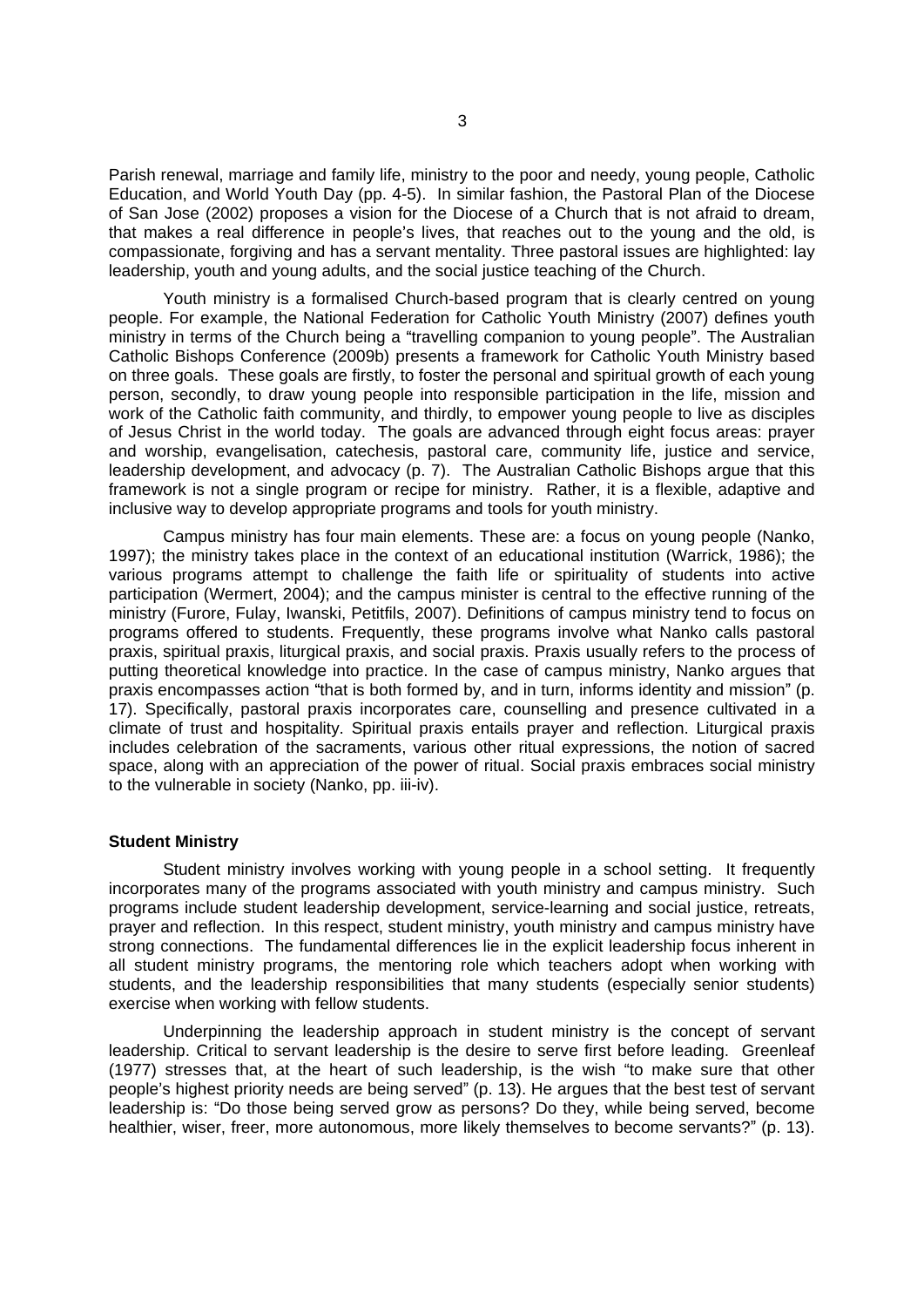Parish renewal, marriage and family life, ministry to the poor and needy, young people, Catholic Education, and World Youth Day (pp. 4-5). In similar fashion, the Pastoral Plan of the Diocese of San Jose (2002) proposes a vision for the Diocese of a Church that is not afraid to dream, that makes a real difference in people's lives, that reaches out to the young and the old, is compassionate, forgiving and has a servant mentality. Three pastoral issues are highlighted: lay leadership, youth and young adults, and the social justice teaching of the Church.

Youth ministry is a formalised Church-based program that is clearly centred on young people. For example, the National Federation for Catholic Youth Ministry (2007) defines youth ministry in terms of the Church being a "travelling companion to young people". The Australian Catholic Bishops Conference (2009b) presents a framework for Catholic Youth Ministry based on three goals. These goals are firstly, to foster the personal and spiritual growth of each young person, secondly, to draw young people into responsible participation in the life, mission and work of the Catholic faith community, and thirdly, to empower young people to live as disciples of Jesus Christ in the world today. The goals are advanced through eight focus areas: prayer and worship, evangelisation, catechesis, pastoral care, community life, justice and service, leadership development, and advocacy (p. 7). The Australian Catholic Bishops argue that this framework is not a single program or recipe for ministry. Rather, it is a flexible, adaptive and inclusive way to develop appropriate programs and tools for youth ministry.

Campus ministry has four main elements. These are: a focus on young people (Nanko, 1997); the ministry takes place in the context of an educational institution (Warrick, 1986); the various programs attempt to challenge the faith life or spirituality of students into active participation (Wermert, 2004); and the campus minister is central to the effective running of the ministry (Furore, Fulay, Iwanski, Petitfils, 2007). Definitions of campus ministry tend to focus on programs offered to students. Frequently, these programs involve what Nanko calls pastoral praxis, spiritual praxis, liturgical praxis, and social praxis. Praxis usually refers to the process of putting theoretical knowledge into practice. In the case of campus ministry, Nanko argues that praxis encompasses action "that is both formed by, and in turn, informs identity and mission" (p. 17). Specifically, pastoral praxis incorporates care, counselling and presence cultivated in a climate of trust and hospitality. Spiritual praxis entails prayer and reflection. Liturgical praxis includes celebration of the sacraments, various other ritual expressions, the notion of sacred space, along with an appreciation of the power of ritual. Social praxis embraces social ministry to the vulnerable in society (Nanko, pp. iii-iv).

**Student Ministry**

Student ministry involves working with young people in a school setting. It frequently incorporates many of the programs associated with youth ministry and campus ministry. Such programs include student leadership development, service-learning and social justice, retreats, prayer and reflection. In this respect, student ministry, youth ministry and campus ministry have strong connections. The fundamental differences lie in the explicit leadership focus inherent in all student ministry programs, the mentoring role which teachers adopt when working with students, and the leadership responsibilities that many students (especially senior students) exercise when working with fellow students.

Underpinning the leadership approach in student ministry is the concept of servant leadership. Critical to servant leadership is the desire to serve first before leading. Greenleaf (1977) stresses that, at the heart of such leadership, is the wish "to make sure that other people's highest priority needs are being served" (p. 13). He argues that the best test of servant leadership is: "Do those being served grow as persons? Do they, while being served, become healthier, wiser, freer, more autonomous, more likely themselves to become servants?" (p. 13).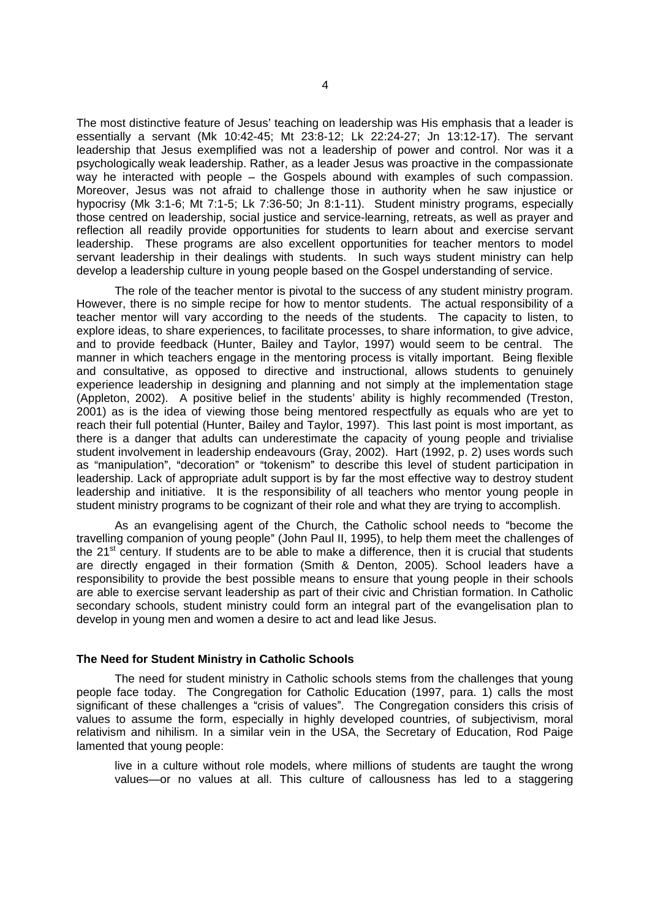The most distinctive feature of Jesus' teaching on leadership was His emphasis that a leader is essentially a servant (Mk 10:42-45; Mt 23:8-12; Lk 22:24-27; Jn 13:12-17). The servant leadership that Jesus exemplified was not a leadership of power and control. Nor was it a psychologically weak leadership. Rather, as a leader Jesus was proactive in the compassionate way he interacted with people – the Gospels abound with examples of such compassion. Moreover, Jesus was not afraid to challenge those in authority when he saw injustice or hypocrisy (Mk 3:1-6; Mt 7:1-5; Lk 7:36-50; Jn 8:1-11). Student ministry programs, especially those centred on leadership, social justice and service-learning, retreats, as well as prayer and reflection all readily provide opportunities for students to learn about and exercise servant leadership. These programs are also excellent opportunities for teacher mentors to model servant leadership in their dealings with students. In such ways student ministry can help develop a leadership culture in young people based on the Gospel understanding of service.

The role of the teacher mentor is pivotal to the success of any student ministry program. However, there is no simple recipe for how to mentor students. The actual responsibility of a teacher mentor will vary according to the needs of the students. The capacity to listen, to explore ideas, to share experiences, to facilitate processes, to share information, to give advice, and to provide feedback (Hunter, Bailey and Taylor, 1997) would seem to be central. The manner in which teachers engage in the mentoring process is vitally important. Being flexible and consultative, as opposed to directive and instructional, allows students to genuinely experience leadership in designing and planning and not simply at the implementation stage (Appleton, 2002). A positive belief in the students' ability is highly recommended (Treston, 2001) as is the idea of viewing those being mentored respectfully as equals who are yet to reach their full potential (Hunter, Bailey and Taylor, 1997). This last point is most important, as there is a danger that adults can underestimate the capacity of young people and trivialise student involvement in leadership endeavours (Gray, 2002). Hart (1992, p. 2) uses words such as "manipulation", "decoration" or "tokenism" to describe this level of student participation in leadership. Lack of appropriate adult support is by far the most effective way to destroy student leadership and initiative. It is the responsibility of all teachers who mentor young people in student ministry programs to be cognizant of their role and what they are trying to accomplish.

As an evangelising agent of the Church, the Catholic school needs to "become the travelling companion of young people" (John Paul II, 1995), to help them meet the challenges of the 21st century. If students are to be able to make a difference, then it is crucial that students are directly engaged in their formation (Smith & Denton, 2005). School leaders have a responsibility to provide the best possible means to ensure that young people in their schools are able to exercise servant leadership as part of their civic and Christian formation. In Catholic secondary schools, student ministry could form an integral part of the evangelisation plan to develop in young men and women a desire to act and lead like Jesus.

### The Need for Student Ministry in Catholic Schools

The need for student ministry in Catholic schools stems from the challenges that young people face today. The Congregation for Catholic Education (1997, para. 1) calls the most significant of these challenges a "crisis of values". The Congregation considers this crisis of values to assume the form, especially in highly developed countries, of subjectivism, moral relativism and nihilism. In a similar vein in the USA, the Secretary of Education, Rod Paige lamented that young people:

> live in a culture without role models, where millions of students are taught the wrong values—or no values at all. This culture of callousness has led to a staggering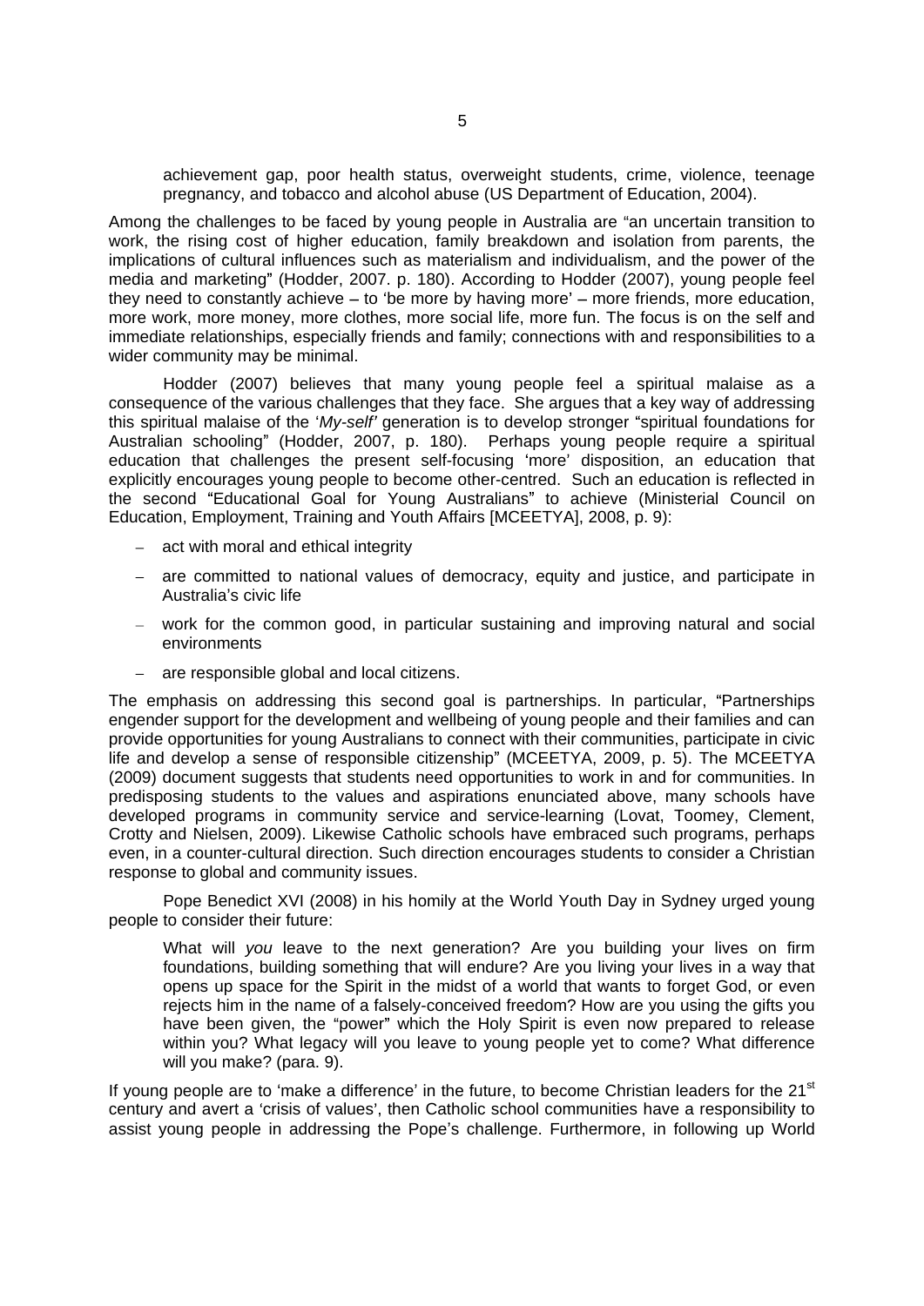achievement gap, poor health status, overweight students, crime, violence, teenage pregnancy, and tobacco and alcohol abuse (US Department of Education, 2004).

Among the challenges to be faced by young people in Australia are "an uncertain transition to work, the rising cost of higher education, family breakdown and isolation from parents, the implications of cultural influences such as materialism and individualism, and the power of the media and marketing" (Hodder, 2007. p. 180). According to Hodder (2007), young people feel they need to constantly achieve – to 'be more by having more' – more friends, more education, more work, more money, more clothes, more social life, more fun. The focus is on the self and immediate relationships, especially friends and family; connections with and responsibilities to a wider community may be minimal.

Hodder (2007) believes that many young people feel a spiritual malaise as a consequence of the various challenges that they face. She argues that a key way of addressing this spiritual malaise of the '*My-self'* generation is to develop stronger "spiritual foundations for Australian schooling" (Hodder, 2007, p. 180). Perhaps young people require a spiritual education that challenges the present self-focusing 'more' disposition, an education that explicitly encourages young people to become other-centred. Such an education is reflected in the second "Educational Goal for Young Australians" to achieve (Ministerial Council on Education, Employment, Training and Youth Affairs [MCEETYA], 2008, p. 9):

- act with moral and ethical integrity
- are committed to national values of democracy, equity and justice, and participate in Australia's civic life
- work for the common good, in particular sustaining and improving natural and social environments
- are responsible global and local citizens.

The emphasis on addressing this second goal is partnerships. In particular, "Partnerships engender support for the development and wellbeing of young people and their families and can provide opportunities for young Australians to connect with their communities, participate in civic life and develop a sense of responsible citizenship" (MCEETYA, 2009, p. 5). The MCEETYA (2009) document suggests that students need opportunities to work in and for communities. In predisposing students to the values and aspirations enunciated above, many schools have developed programs in community service and service-learning (Lovat, Toomey, Clement, Crotty and Nielsen, 2009). Likewise Catholic schools have embraced such programs, perhaps even, in a counter-cultural direction. Such direction encourages students to consider a Christian response to global and community issues.

Pope Benedict XVI (2008) in his homily at the World Youth Day in Sydney urged young people to consider their future:

> What will *you* leave to the next generation? Are you building your lives on firm foundations, building something that will endure? Are you living your lives in a way that opens up space for the Spirit in the midst of a world that wants to forget God, or even rejects him in the name of a falsely-conceived freedom? How are you using the gifts you have been given, the "power" which the Holy Spirit is even now prepared to release within you? What legacy will you leave to young people yet to come? What difference will you make? (para. 9).

If young people are to 'make a difference' in the future, to become Christian leaders for the 21st century and avert a 'crisis of values', then Catholic school communities have a responsibility to assist young people in addressing the Pope's challenge. Furthermore, in following up World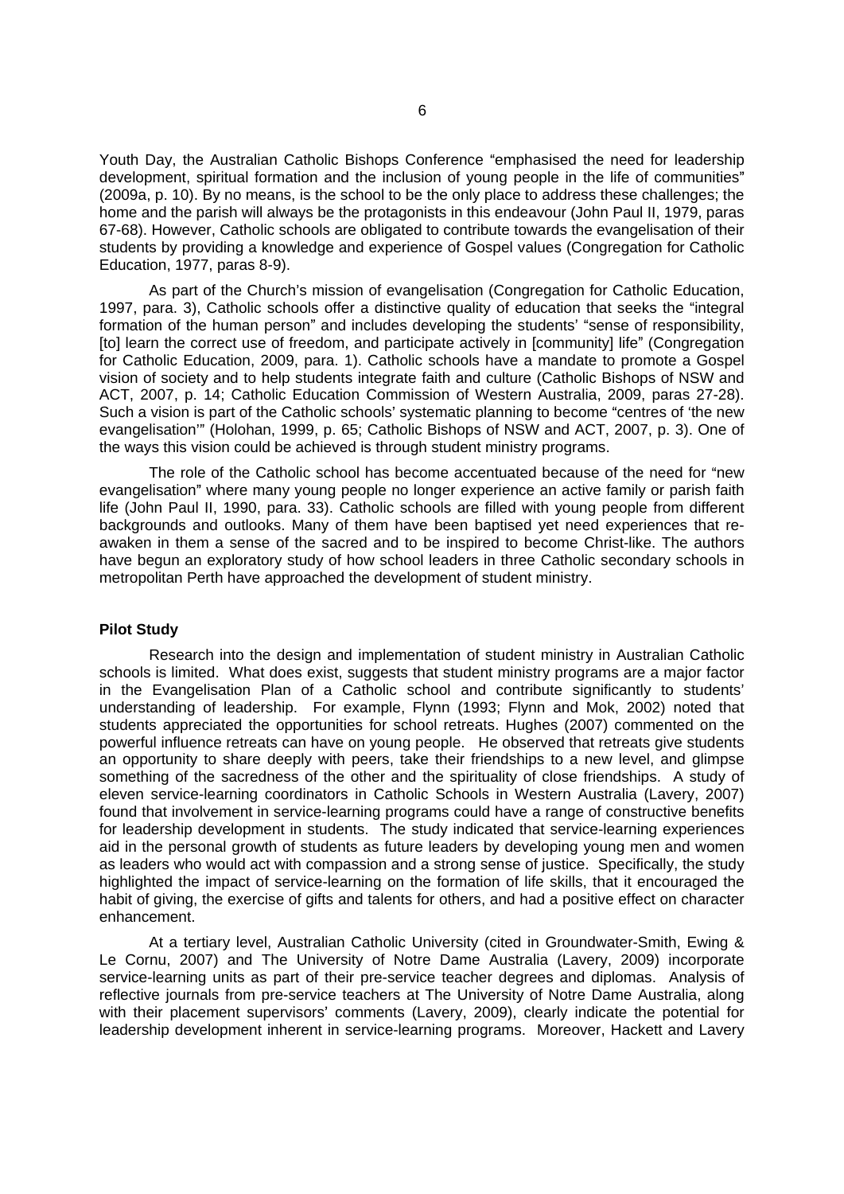Youth Day, the Australian Catholic Bishops Conference "emphasised the need for leadership development, spiritual formation and the inclusion of young people in the life of communities" (2009a, p. 10). By no means, is the school to be the only place to address these challenges; the home and the parish will always be the protagonists in this endeavour (John Paul II, 1979, paras 67-68). However, Catholic schools are obligated to contribute towards the evangelisation of their students by providing a knowledge and experience of Gospel values (Congregation for Catholic Education, 1977, paras 8-9).

As part of the Church's mission of evangelisation (Congregation for Catholic Education, 1997, para. 3), Catholic schools offer a distinctive quality of education that seeks the "integral formation of the human person" and includes developing the students' "sense of responsibility, [to] learn the correct use of freedom, and participate actively in [community] life" (Congregation for Catholic Education, 2009, para. 1). Catholic schools have a mandate to promote a Gospel vision of society and to help students integrate faith and culture (Catholic Bishops of NSW and ACT, 2007, p. 14; Catholic Education Commission of Western Australia, 2009, paras 27-28). Such a vision is part of the Catholic schools' systematic planning to become "centres of 'the new evangelisation'" (Holohan, 1999, p. 65; Catholic Bishops of NSW and ACT, 2007, p. 3). One of the ways this vision could be achieved is through student ministry programs.

The role of the Catholic school has become accentuated because of the need for "new evangelisation" where many young people no longer experience an active family or parish faith life (John Paul II, 1990, para. 33). Catholic schools are filled with young people from different backgrounds and outlooks. Many of them have been baptised yet need experiences that re-awaken in them a sense of the sacred and to be inspired to become Christ-like. The authors have begun an exploratory study of how school leaders in three Catholic secondary schools in metropolitan Perth have approached the development of student ministry.

**Pilot Study**

Research into the design and implementation of student ministry in Australian Catholic schools is limited. What does exist, suggests that student ministry programs are a major factor in the Evangelisation Plan of a Catholic school and contribute significantly to students' understanding of leadership. For example, Flynn (1993; Flynn and Mok, 2002) noted that students appreciated the opportunities for school retreats. Hughes (2007) commented on the powerful influence retreats can have on young people. He observed that retreats give students an opportunity to share deeply with peers, take their friendships to a new level, and glimpse something of the sacredness of the other and the spirituality of close friendships. A study of eleven service-learning coordinators in Catholic Schools in Western Australia (Lavery, 2007) found that involvement in service-learning programs could have a range of constructive benefits for leadership development in students. The study indicated that service-learning experiences aid in the personal growth of students as future leaders by developing young men and women as leaders who would act with compassion and a strong sense of justice. Specifically, the study highlighted the impact of service-learning on the formation of life skills, that it encouraged the habit of giving, the exercise of gifts and talents for others, and had a positive effect on character enhancement.

At a tertiary level, Australian Catholic University (cited in Groundwater-Smith, Ewing & Le Cornu, 2007) and The University of Notre Dame Australia (Lavery, 2009) incorporate service-learning units as part of their pre-service teacher degrees and diplomas. Analysis of reflective journals from pre-service teachers at The University of Notre Dame Australia, along with their placement supervisors' comments (Lavery, 2009), clearly indicate the potential for leadership development inherent in service-learning programs. Moreover, Hackett and Lavery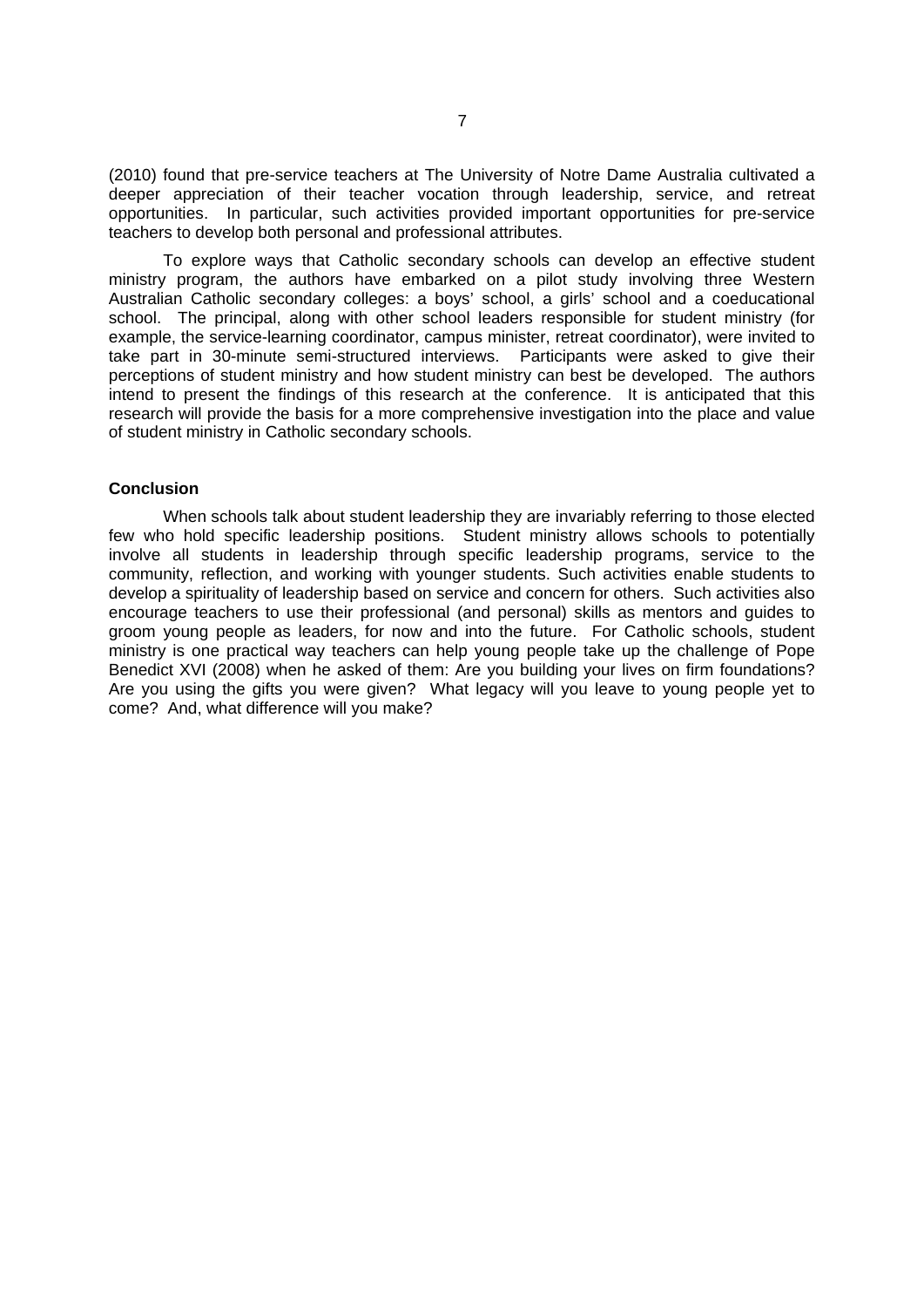(2010) found that pre-service teachers at The University of Notre Dame Australia cultivated a deeper appreciation of their teacher vocation through leadership, service, and retreat opportunities. In particular, such activities provided important opportunities for pre-service teachers to develop both personal and professional attributes.

To explore ways that Catholic secondary schools can develop an effective student ministry program, the authors have embarked on a pilot study involving three Western Australian Catholic secondary colleges: a boys' school, a girls' school and a coeducational school. The principal, along with other school leaders responsible for student ministry (for example, the service-learning coordinator, campus minister, retreat coordinator), were invited to take part in 30-minute semi-structured interviews. Participants were asked to give their perceptions of student ministry and how student ministry can best be developed. The authors intend to present the findings of this research at the conference. It is anticipated that this research will provide the basis for a more comprehensive investigation into the place and value of student ministry in Catholic secondary schools.

**Conclusion**

When schools talk about student leadership they are invariably referring to those elected few who hold specific leadership positions. Student ministry allows schools to potentially involve all students in leadership through specific leadership programs, service to the community, reflection, and working with younger students. Such activities enable students to develop a spirituality of leadership based on service and concern for others. Such activities also encourage teachers to use their professional (and personal) skills as mentors and guides to groom young people as leaders, for now and into the future. For Catholic schools, student ministry is one practical way teachers can help young people take up the challenge of Pope Benedict XVI (2008) when he asked of them: Are you building your lives on firm foundations? Are you using the gifts you were given? What legacy will you leave to young people yet to come? And, what difference will you make?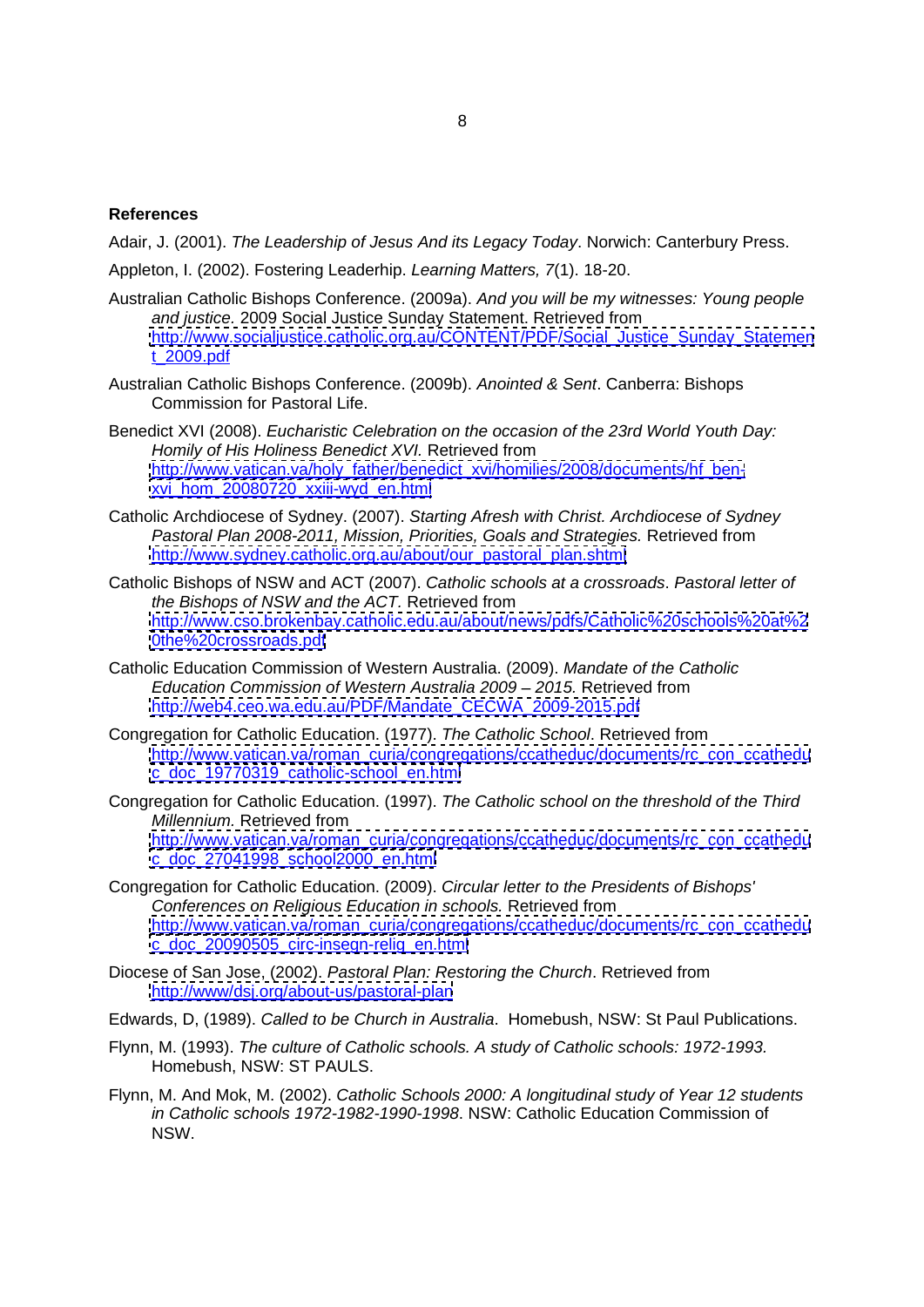**References**

Adair, J. (2001). *The Leadership of Jesus And its Legacy Today*. Norwich: Canterbury Press.

Appleton, I. (2002). Fostering Leaderhip. *Learning Matters, 7*(1). 18-20.

Australian Catholic Bishops Conference. (2009a). *And you will be my witnesses: Young people and justice.* 2009 Social Justice Sunday Statement. Retrieved from http://www.socialjustice.catholic.org.au/CONTENT/PDF/Social_Justice_Sunday_Statement_2009.pdf

Australian Catholic Bishops Conference. (2009b). *Anointed & Sent*. Canberra: Bishops Commission for Pastoral Life.

Benedict XVI (2008). *Eucharistic Celebration on the occasion of the 23rd World Youth Day: Homily of His Holiness Benedict XVI.* Retrieved from http://www.vatican.va/holy_father/benedict_xvi/homilies/2008/documents/hf_ben-xvi_hom_20080720_xxiii-wyd_en.html

Catholic Archdiocese of Sydney. (2007). *Starting Afresh with Christ. Archdiocese of Sydney Pastoral Plan 2008-2011, Mission, Priorities, Goals and Strategies.* Retrieved from http://www.sydney.catholic.org.au/about/our_pastoral_plan.shtml

Catholic Bishops of NSW and ACT (2007). *Catholic schools at a crossroads*. *Pastoral letter of the Bishops of NSW and the ACT*. Retrieved from http://www.cso.brokenbay.catholic.edu.au/about/news/pdfs/Catholic%20schools%20at%20the%20crossroads.pdf

Catholic Education Commission of Western Australia. (2009). *Mandate of the Catholic Education Commission of Western Australia 2009 – 2015.* Retrieved from http://web4.ceo.wa.edu.au/PDF/Mandate_CECWA_2009-2015.pdf

Congregation for Catholic Education. (1977). *The Catholic School*. Retrieved from http://www.vatican.va/roman_curia/congregations/ccatheduc/documents/rc_con_ccatheduc_doc_19770319_catholic-school_en.html

Congregation for Catholic Education. (1997). *The Catholic school on the threshold of the Third Millennium.* Retrieved from http://www.vatican.va/roman_curia/congregations/ccatheduc/documents/rc_con_ccatheduc_doc_27041998_school2000_en.html

Congregation for Catholic Education. (2009). *Circular letter to the Presidents of Bishops' Conferences on Religious Education in schools.* Retrieved from http://www.vatican.va/roman_curia/congregations/ccatheduc/documents/rc_con_ccatheduc_doc_20090505_circ-insegn-relig_en.html

Diocese of San Jose, (2002). *Pastoral Plan: Restoring the Church*. Retrieved from http://www/dsj.org/about-us/pastoral-plan

Edwards, D, (1989). *Called to be Church in Australia*. Homebush, NSW: St Paul Publications.

Flynn, M. (1993). *The culture of Catholic schools. A study of Catholic schools: 1972-1993.* Homebush, NSW: ST PAULS.

Flynn, M. And Mok, M. (2002). *Catholic Schools 2000: A longitudinal study of Year 12 students in Catholic schools 1972-1982-1990-1998*. NSW: Catholic Education Commission of NSW.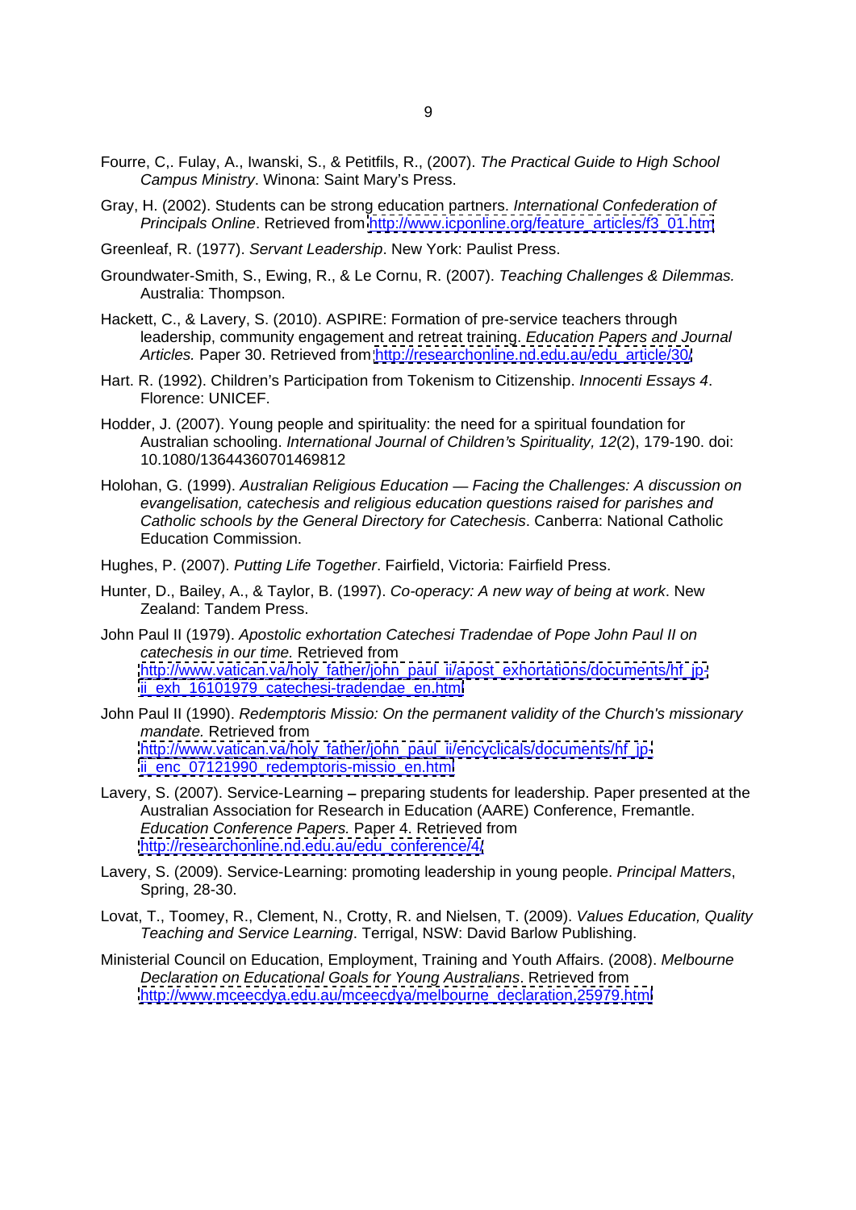Fourre, C,. Fulay, A., Iwanski, S., & Petitfils, R., (2007). *The Practical Guide to High School Campus Ministry*. Winona: Saint Mary's Press.

Gray, H. (2002). Students can be strong education partners. *International Confederation of Principals Online*. Retrieved from http://www.icponline.org/feature_articles/f3_01.htm

Greenleaf, R. (1977). *Servant Leadership*. New York: Paulist Press.

Groundwater-Smith, S., Ewing, R., & Le Cornu, R. (2007). *Teaching Challenges & Dilemmas.* Australia: Thompson.

Hackett, C., & Lavery, S. (2010). ASPIRE: Formation of pre-service teachers through leadership, community engagement and retreat training. *Education Papers and Journal Articles.* Paper 30. Retrieved from http://researchonline.nd.edu.au/edu_article/30/

Hart. R. (1992). Children's Participation from Tokenism to Citizenship. *Innocenti Essays 4*. Florence: UNICEF.

Hodder, J. (2007). Young people and spirituality: the need for a spiritual foundation for Australian schooling. *International Journal of Children's Spirituality, 12*(2), 179-190. doi: 10.1080/13644360701469812

Holohan, G. (1999). *Australian Religious Education — Facing the Challenges: A discussion on evangelisation, catechesis and religious education questions raised for parishes and Catholic schools by the General Directory for Catechesis*. Canberra: National Catholic Education Commission.

Hughes, P. (2007). *Putting Life Together*. Fairfield, Victoria: Fairfield Press.

Hunter, D., Bailey, A., & Taylor, B. (1997). *Co-operacy: A new way of being at work*. New Zealand: Tandem Press.

John Paul II (1979). *Apostolic exhortation Catechesi Tradendae of Pope John Paul II on catechesis in our time.* Retrieved from http://www.vatican.va/holy_father/john_paul_ii/apost_exhortations/documents/hf_jp-ii_exh_16101979_catechesi-tradendae_en.html

John Paul II (1990). *Redemptoris Missio: On the permanent validity of the Church's missionary mandate.* Retrieved from http://www.vatican.va/holy_father/john_paul_ii/encyclicals/documents/hf_jp-ii_enc_07121990_redemptoris-missio_en.html

Lavery, S. (2007). Service-Learning – preparing students for leadership. Paper presented at the Australian Association for Research in Education (AARE) Conference, Fremantle. *Education Conference Papers.* Paper 4. Retrieved from http://researchonline.nd.edu.au/edu_conference/4/

Lavery, S. (2009). Service-Learning: promoting leadership in young people. *Principal Matters*, Spring, 28-30.

Lovat, T., Toomey, R., Clement, N., Crotty, R. and Nielsen, T. (2009). *Values Education, Quality Teaching and Service Learning*. Terrigal, NSW: David Barlow Publishing.

Ministerial Council on Education, Employment, Training and Youth Affairs. (2008). *Melbourne Declaration on Educational Goals for Young Australians*. Retrieved from http://www.mceecdya.edu.au/mceecdya/melbourne_declaration,25979.html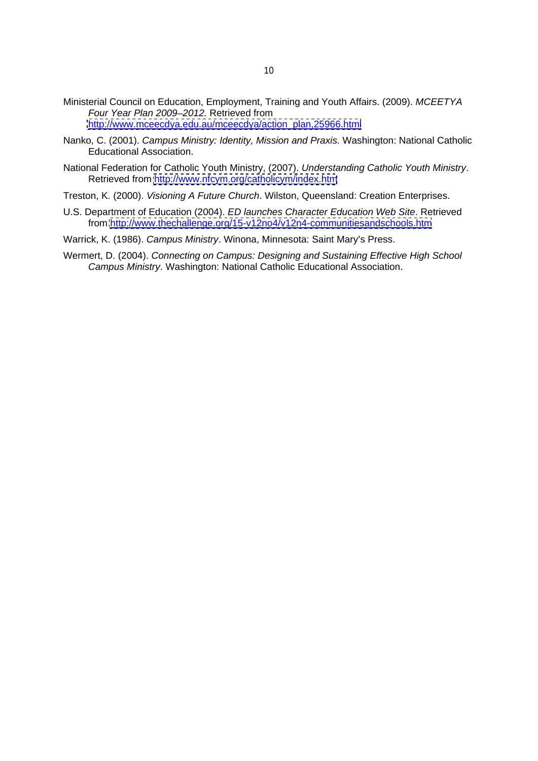Ministerial Council on Education, Employment, Training and Youth Affairs. (2009). *MCEETYA Four Year Plan 2009–2012.* Retrieved from http://www.mceecdya.edu.au/mceecdya/action_plan,25966.html

Nanko, C. (2001). *Campus Ministry: Identity, Mission and Praxis.* Washington: National Catholic Educational Association.

National Federation for Catholic Youth Ministry, (2007). *Understanding Catholic Youth Ministry*. Retrieved from http://www.nfcym.org/catholicym/index.htm

Treston, K. (2000). *Visioning A Future Church*. Wilston, Queensland: Creation Enterprises.

U.S. Department of Education (2004). *ED launches Character Education Web Site*. Retrieved from http://www.thechallenge.org/15-v12no4/v12n4-communitiesandschools.htm

Warrick, K. (1986). *Campus Ministry*. Winona, Minnesota: Saint Mary's Press.

Wermert, D. (2004). *Connecting on Campus: Designing and Sustaining Effective High School Campus Ministry*. Washington: National Catholic Educational Association.